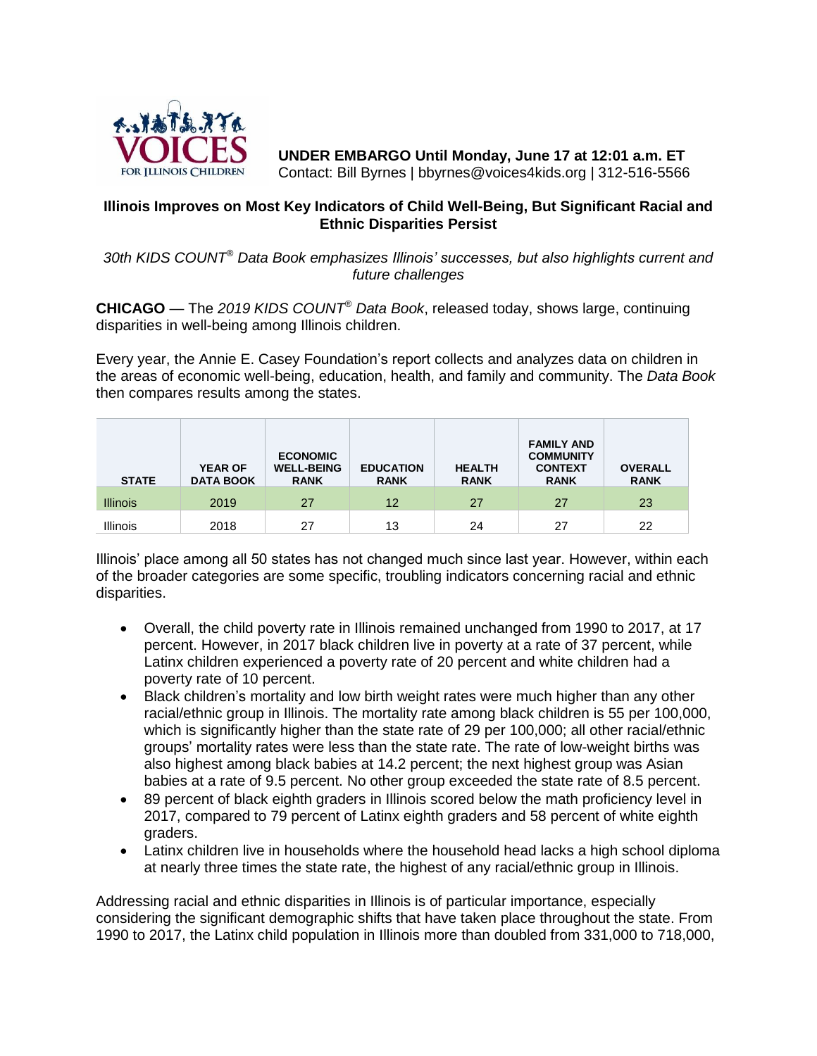VOICES FOR ILLINOIS CHILDREN

**UNDER EMBARGO Until Monday, June 17 at 12:01 a.m. ET**
Contact: Bill Byrnes | bbyrnes@voices4kids.org | 312-516-5566

## Illinois Improves on Most Key Indicators of Child Well-Being, But Significant Racial and Ethnic Disparities Persist

*30th KIDS COUNT® Data Book emphasizes Illinois' successes, but also highlights current and future challenges*

**CHICAGO** — The *2019 KIDS COUNT® Data Book*, released today, shows large, continuing disparities in well-being among Illinois children.

Every year, the Annie E. Casey Foundation's report collects and analyzes data on children in the areas of economic well-being, education, health, and family and community. The *Data Book* then compares results among the states.

| STATE | YEAR OF DATA BOOK | ECONOMIC WELL-BEING RANK | EDUCATION RANK | HEALTH RANK | FAMILY AND COMMUNITY CONTEXT RANK | OVERALL RANK |
|---|---|---|---|---|---|---|
| Illinois | 2019 | 27 | 12 | 27 | 27 | 23 |
| Illinois | 2018 | 27 | 13 | 24 | 27 | 22 |

Illinois' place among all 50 states has not changed much since last year. However, within each of the broader categories are some specific, troubling indicators concerning racial and ethnic disparities.

- Overall, the child poverty rate in Illinois remained unchanged from 1990 to 2017, at 17 percent. However, in 2017 black children live in poverty at a rate of 37 percent, while Latinx children experienced a poverty rate of 20 percent and white children had a poverty rate of 10 percent.
- Black children's mortality and low birth weight rates were much higher than any other racial/ethnic group in Illinois. The mortality rate among black children is 55 per 100,000, which is significantly higher than the state rate of 29 per 100,000; all other racial/ethnic groups' mortality rates were less than the state rate. The rate of low-weight births was also highest among black babies at 14.2 percent; the next highest group was Asian babies at a rate of 9.5 percent. No other group exceeded the state rate of 8.5 percent.
- 89 percent of black eighth graders in Illinois scored below the math proficiency level in 2017, compared to 79 percent of Latinx eighth graders and 58 percent of white eighth graders.
- Latinx children live in households where the household head lacks a high school diploma at nearly three times the state rate, the highest of any racial/ethnic group in Illinois.

Addressing racial and ethnic disparities in Illinois is of particular importance, especially considering the significant demographic shifts that have taken place throughout the state. From 1990 to 2017, the Latinx child population in Illinois more than doubled from 331,000 to 718,000,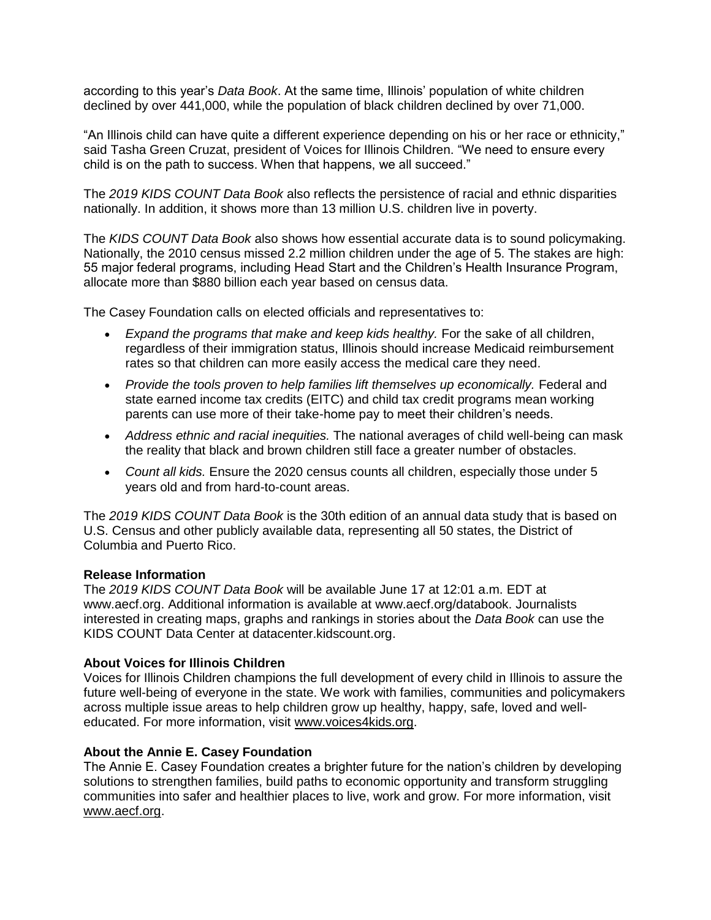according to this year's *Data Book*. At the same time, Illinois' population of white children declined by over 441,000, while the population of black children declined by over 71,000.

"An Illinois child can have quite a different experience depending on his or her race or ethnicity," said Tasha Green Cruzat, president of Voices for Illinois Children. "We need to ensure every child is on the path to success. When that happens, we all succeed."

The *2019 KIDS COUNT Data Book* also reflects the persistence of racial and ethnic disparities nationally. In addition, it shows more than 13 million U.S. children live in poverty.

The *KIDS COUNT Data Book* also shows how essential accurate data is to sound policymaking. Nationally, the 2010 census missed 2.2 million children under the age of 5. The stakes are high: 55 major federal programs, including Head Start and the Children's Health Insurance Program, allocate more than $880 billion each year based on census data.

The Casey Foundation calls on elected officials and representatives to:

- *Expand the programs that make and keep kids healthy.* For the sake of all children, regardless of their immigration status, Illinois should increase Medicaid reimbursement rates so that children can more easily access the medical care they need.
- *Provide the tools proven to help families lift themselves up economically.* Federal and state earned income tax credits (EITC) and child tax credit programs mean working parents can use more of their take-home pay to meet their children's needs.
- *Address ethnic and racial inequities.* The national averages of child well-being can mask the reality that black and brown children still face a greater number of obstacles.
- *Count all kids.* Ensure the 2020 census counts all children, especially those under 5 years old and from hard-to-count areas.

The *2019 KIDS COUNT Data Book* is the 30th edition of an annual data study that is based on U.S. Census and other publicly available data, representing all 50 states, the District of Columbia and Puerto Rico.

**Release Information**

The *2019 KIDS COUNT Data Book* will be available June 17 at 12:01 a.m. EDT at www.aecf.org. Additional information is available at www.aecf.org/databook. Journalists interested in creating maps, graphs and rankings in stories about the *Data Book* can use the KIDS COUNT Data Center at datacenter.kidscount.org.

**About Voices for Illinois Children**

Voices for Illinois Children champions the full development of every child in Illinois to assure the future well-being of everyone in the state. We work with families, communities and policymakers across multiple issue areas to help children grow up healthy, happy, safe, loved and well-educated. For more information, visit www.voices4kids.org.

**About the Annie E. Casey Foundation**

The Annie E. Casey Foundation creates a brighter future for the nation's children by developing solutions to strengthen families, build paths to economic opportunity and transform struggling communities into safer and healthier places to live, work and grow. For more information, visit www.aecf.org.